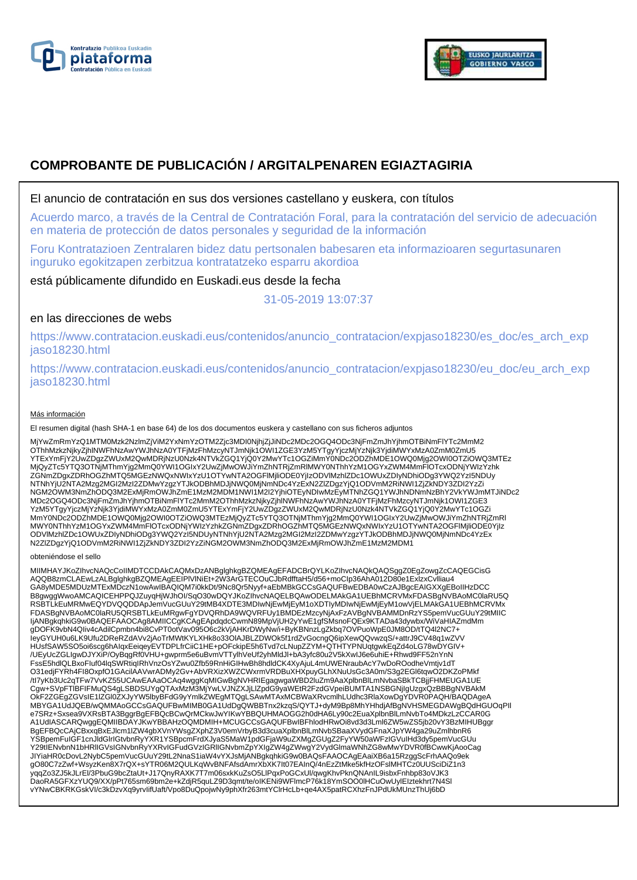# COMPROBANTE DE PUBLICACIÓN / ARGITALPENAREN EGIAZTAGIRIA

El anuncio de contratación en sus dos versiones castellano y euskera, con títulos

Acuerdo marco, a través de la Central de Contratación Foral, para la contratación del servicio de adecuación en materia de protección de datos personales y seguridad de la información

Foru Kontratazioen Zentralaren bidez datu pertsonalen babesaren eta informazioaren segurtasunaren inguruko egokitzapen zerbitzua kontratatzeko esparru akordioa

está públicamente difundido en Euskadi.eus desde la fecha

31-05-2019 13:07:37

en las direcciones de webs

https://www.contratacion.euskadi.eus/contenidos/anuncio_contratacion/expjaso18230/es_doc/es_arch_expjaso18230.html

https://www.contratacion.euskadi.eus/contenidos/anuncio_contratacion/expjaso18230/eu_doc/eu_arch_expjaso18230.html

Más información

El resumen digital (hash SHA-1 en base 64) de los dos documentos euskera y castellano con sus ficheros adjuntos

MjYwZmRmYzQ1MTM0Mzk2NzlmZjViM2YxNmYzOTM2Zjc3MDI0NjhjZjJiNDc2MDc2OGQ4ODc3NjFmZmJhYjhmOTBiNmFlYTc2MmM2OThhMzkzNjkyZjhlNWFhNzAwYWJhNzA0YTFjMzFhMzcyNTJmNjk1OWI1ZGE3YzM5YTgyYjczMjYzNjk3YjdiMWYxMzA0ZmM0ZmU5YTExYmFjY2UwZDgzZWUxM2QwMDRjNzU0Nzk4NTVkZGQ1YjQ0Y2MwYTc1OGZiMmY0NDc2ODZhMDE1OWQ0Mjg2OWI0OTZiOWQ3MTEzMjQyZTc5YTQ3OTNjMThmYjg2MmQ0YWI1OGIxY2UwZjMwOWJiYmZhNTRjZmRlMWY0NThhYzM1OGYxZWM4MmFlOTcxODNjYWIzYzhkZGNmZDgxZDRhOGZhMTQ5MGEzNWQxNWIxYzU1OTYwNTA2OGFlMjliODE0YjIzODVlMzhlZDc1OWUxZDIyNDhiODg3YWQ2YzI5NDUyNTNhYjU2NTA2Mzg2MGI2MzI2ZDMwYzgzYTJkODBhMDJjNWQ0MjNmNDc4YzExN2ZlZDgzYjQ1ODVmM2RiNWI1ZjZkNDY3ZDI2YzZiNGM2OWM3NmZhODQ3M2ExMjRmOWJhZmE1MzM2MDM1NWI1M2I2YjhiOTEyNDIwMzEyMTNhZGQ1YWJhNDNmNzBhY2VkYWJmMTJiNDc2MDc2OGQ4ODc3NjFmZmJhYjhmOTBiNmFlYTc2MmM2OThhMzkzNjkyZjhlNWFhNzAwYWJhNzA0YTFjMzFhMzcyNTJmNjk1OWI1ZGE3YzM5YTgyYjczMjYzNjk3YjdiMWYxMzA0ZmM0ZmU5YTExYmFjY2UwZDgzZWUxM2QwMDRjNzU0Nzk4NTVkZGQ1YjQ0Y2MwYTc1OGZiMmY0NDc2ODZhMDE1OWQ0Mjg2OWI0OTZiOWQ3MTEzMjQyZTc5YTQ3OTNjMThmYjg2MmQ0YWI1OGIxY2UwZjMwOWJiYmZhNTRjZmRlMWY0NThhYzM1OGYxZWM4MmFlOTcxODNjYWIzYzhkZGNmZDgxZDRhOGZhMTQ5MGEzNWQxNWIxYzU1OTYwNTA2OGFlMjliODE0YjIzODVlMzhlZDc1OWUxZDIyNDhiODg3YWQ2YzI5NDUyNTNhYjU2NTA2Mzg2MGI2MzI2ZDMwYzgzYTJkODBhMDJjNWQ0MjNmNDc4YzExN2ZlZDgzYjQ1ODVmM2RiNWI1ZjZkNDY3ZDI2YzZiNGM2OWM3NmZhODQ3M2ExMjRmOWJhZmE1MzM2MDM1

obteniéndose el sello

MIIMHAYJKoZIhvcNAQcCoIIMDTCCDAkCAQMxDzANBglghkgBZQMEAgEFADCBrQYLKoZIhvcNAQkQAQSggZ0EgZowgZcCAQEGCisGAQQB8zmCLAEwLzALBglghkgBZQMEAgEEIPlVNiEt+2W3ArGTECOuCJbRdfftaH5/d56+moClp36AhA012D80e1ExlzxCvlliau4GA8yMDE5MDUzMTExMDczN1owAwIBAQIQM7i0kkDt/9Nc8Qr5Nyyf+aEbMBkGCCsGAQUFBwEDBA0wCzAJBgcEAIGXXgEBoIIHzDCCB8gwggWwoAMCAQICEHPPQJZuyqHjWJhOI/SqO30wDQYJKoZIhvcNAQELBQAwODELMAkGA1UEBhMCRVMxFDASBgNVBAoMC0laRU5QRSBTLkEuMRMwEQYDVQQDDApJemVucGUuY29tMB4XDTE3MDIwNjEwMjEyM1oXDTIyMDIwNjEwMjEyM1owVjELMAkGA1UEBhMCRVMxFDASBgNVBAoMC0laRU5QRSBTLkEuMRgwFgYDVQRhDA9WQVRFUy1BMDEzMzcyNjAxFzAVBgNVBAMMDnRzYS5pemVucGUuY29tMIICIjANBgkqhkiG9w0BAQEFAAOCAg8AMIICCgKCAgEApdqdcCwmN89MpVjUH2yYwE1gfSMsnoFQEx9KTADa43dywbx/WiVaHIAZmdMmgDOFK9vbN4Qliv4cAdilCpmbn4bi8CvPT0otVav095O6c2kVjAHKrDWyNw/i+ByKBNnzLgZkbq7OVPuoWpE0JM8OD/tTQ4l2NC7+leyGYUH0u6LK9Ufu2DReRZdAVv2jAoTrMWtKYLXHk8o33OIAJBLZDWOk5f1rdZvGocngQ6ipXewQQvwzqS/+attrJ9CV48q1wZVVHUsfSAW5SO5oi6scg6hAlqxEeiqeyEVTDPLfrCiiC1HE+pOFckipE5h6Tvd7cLNupZZYM+QTHTYPNUqtgwkEqZd4oLG78wDYGIV+/UEyUcZGLlgwDJYXiP/OyBqgRf0VHU+gwprm5e6uBvmVTTylhVeUf2yhMldJI+bA3yfc80u2V5kXwlJ6e6uhiE+Rhwd9FF52nYnNFssE5hdlQLBxoFluf04lqSWRtiqlRhVnzOsYZwu0Zfb59RnHiGIHwBh8hdldCK4XyAjuL4mUWENraubAcY7wDoROodheVmtjv1dTO31edjFYRh4Fl8OxpfO1GAcilAAVwrADMy2Gv+AbVRXizXWZCWxrmVRDBuXHXpuyGLhXNuUsGc3A0m/S3g2EGl6tqwO2DKZoPMkf/tI7yKb3Uc2qTFw7VvKZ55UCAwEAAaOCAq4wggKqMIGwBgNVHRIEgagwgaWBD2luZm9AaXplbnBlLmNvbaSBkTCBjjFHMEUGA1UECgw+SVpFTlBFIFMuQS4gLSBDSUYgQTAxMzM3MjYwLVJNZXJjLlZpdG9yaWEtR2FzdGVpeiBUMTA1NSBGNjlgUzgxQzBBBgNVBAkMOkF2ZGEgZGVsIE1lZGl0ZXJyYW5lbyBFdG9yYmlkZWEgMTQgLSAwMTAxMCBWaXRvcmlhLUdhc3RlaXowDgYDVR0PAQH/BAQDAgeAMBYGA1UdJQEB/wQMMAoGCCsGAQUFBwMIMB0GA1UdDgQWBBTnx2kzqS/QYTJ+dyM9Bp8MhYHhdjAfBgNVHSMEGDAWgBQdHGUOqPIle7SRz+Sxsea9VXRsBTA3BggrBgEFBQcBCwQrMCkwJwYIKwYBBQUHMAOGG2h0dHA6Ly90c2EuaXplbnBlLmNvbTo4MDkzLzCCAR0GA1UdIASCARQwggEQMIIBDAYJKwYBBAHzOQMDMIH+MCUGCCsGAQUFBwIBFhlodHRwOi8vd3d3Lml6ZW5wZS5jb20vY3BzMIHUBggrBgEFBQcCAjCBxxqBxEJlcm1lZW4gbXVnYWsgZXphZ3V0emVrbyB3d3cuaXplbnBlLmNvbSBaaXVydGFnaXJpYW4gaG9uZmlhbnR6YSBpemFuIGF1cnJldGlrIGtvbnRyYXR1YSBpcmFrdXJyaS5MaW1pdGFjaW9uZXMgZGUgZ2FyYW50aWFzIGVuIHd3dy5pemVucGUuY29tIENvbnN1bHRIIGVsIGNvbnRyYXRvIGFudGVzIGRlIGNvbmZpYXIgZW4gZWwgY2VydGlmaWNhZG8wMwYDVR0fBCwwKjAooCagJIYiaHR0cDovL2NybC5pemVucGUuY29tL2NnaS1iaW4vYXJsMjANBgkqhkiG9w0BAQsFAAOCAgEAaiXB6a15RzggScFrhAAQo9ekgO80C7zZwf+WsyzKen8X7rQX+sYTR06M2QULKqWvBNFAfsdAmrXbXK7lt07EAInQ/4nEzZtMke5kfHzOFslMHTCz0UUSciDiZ1n3yqqZo3ZJ5kJLrEl/3PbuG9bcZtaUt+J17QnyRAXK7T7m06sxkKuZsO5LIPqxPoGCxUl/qwgKhvPknQNAnIL9isbxFnhbp83oVJK3DaoRA5GFXzYUQ9/XX/pPt765sm69bm2e+kZdjR5quLZ9D3qmt/te/oIKENi9WFlmcP76k18YmSOO0lHCuOwUylEIztekhrt7N4SlvYNwCBKRKGskVl/c3kDzvXq9yrvIifUaft/Vpo8DuQpojwNy9phXfr263mtYClrHcLb+qe4AX5patRCXhzFnJPdUkMUnzThUj6bD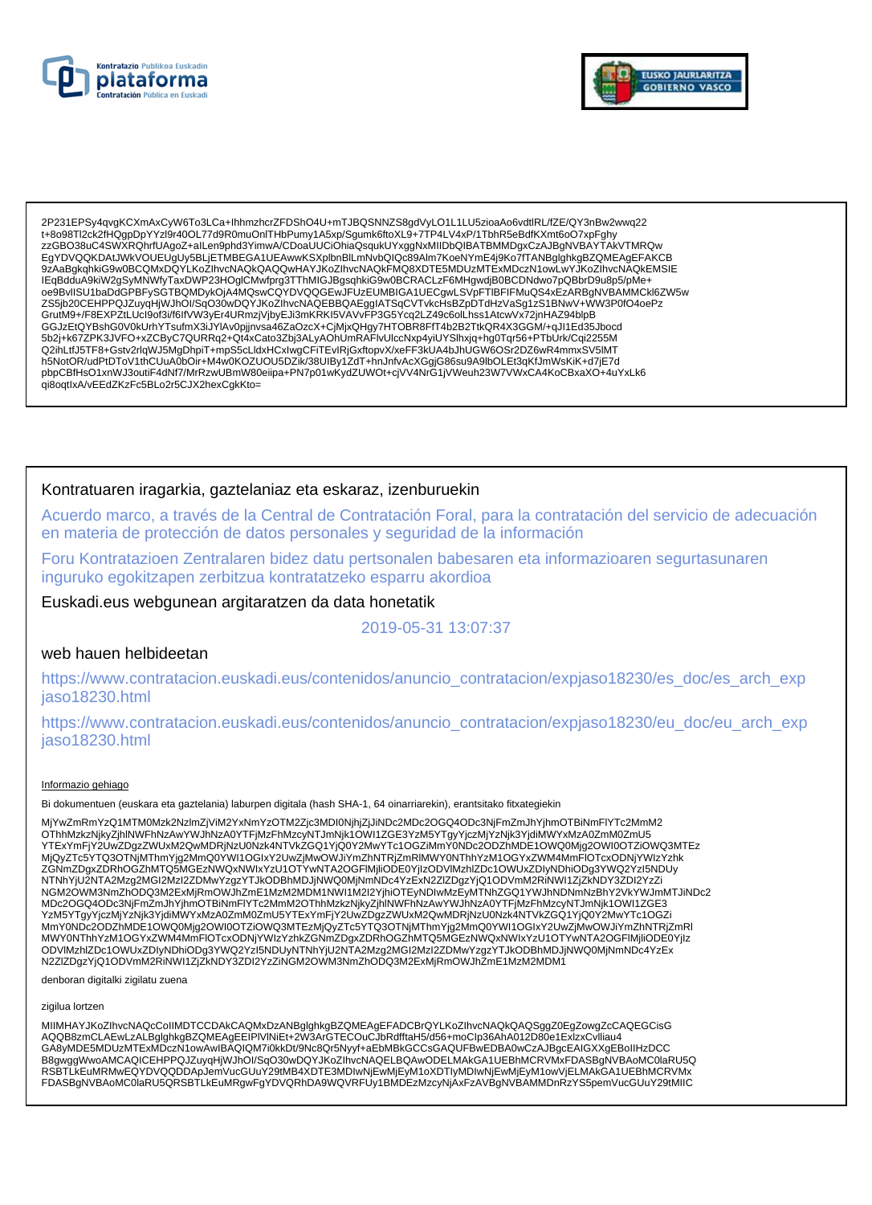2P231EPSy4qvgKCXmAxCyW6To3LCa+IhhmzhcrZFDShO4U+mTJBQSNNZS8gdVyLO1L1LU5zioaAo6vdtlRL/fZE/QY3nBw2wwq22
t+8o98Tl2ck2fHQgpDpYYzl9r40OL77d9R0muOnlTHbPumy1A5xp/Sgumk6ftoXL9+7TP4LV4xP/1TbhR5eBdfKXmt6oO7xpFghy
zzGBO38uC4SWXRQhrfUAgoZ+aILen9phd3YimwA/CDoaUUCiOhiaQsqukUYxggNxMIIDbQIBATBMMDgxCzAJBgNVBAYTAkVTMRQw
EgYDVQQKDAtJWkVOUEUgUy5BLjETMBEGA1UEAwwKSXplbnBlLmNvbQIQc89Alm7KoeNYmE4j9Ko7fTANBglghkgBZQMEAgEFAKCB
9zAaBgkqhkiG9w0BCQMxDQYLKoZIhvcNAQkQAQQwHAYJKoZIhvcNAQkFMQ8XDTE5MDUzMTExMDczN1owLwYJKoZIhvcNAQkEMSIE
IEqBdduA9kiW2gSyMNWfyTaxDWP23HOglCMwfprg3TThMIGJBgsqhkiG9w0BCRACLzF6MHgwdjB0BCDNdwo7pQBbrD9u8p5/pMe+
oe9BvlISU1baDdGPBFySGTBQMDykOjA4MQswCQYDVQQGEwJFUzEUMBIGA1UECgwLSVpFTlBFIFMuQS4xEzARBgNVBAMMCkl6ZW5w
ZS5jb20CEHPPQJZuyqHjWJhOI/SqO30wDQYJKoZIhvcNAQEBBQAEggIATSqCVTvkcHsBZpDTdHzVaSg1zS1BNwV+WW3P0fO4oePz
GrutM9+/F8EXPZtLUcl9of3i/f6IfVW3yEr4URmzjVjbyEJi3mKRKI5VAVvFP3G5Ycq2LZ49c6olLhss1AtcwVx72jnHAZ94blpB
GGJzEtQYBshG0V0kUrhYTsufmX3iJYlAv0pjjnvsa46ZaOzcX+CjMjxQHgy7HTOBR8FfT4b2B2TtkQR4X3GGM/+qJl1Ed35Jbocd
5b2j+k67ZPK3JVFO+xZCByC7QURRq2+Qt4xCato3Zbj3ALyAOhUmRAFlvUlccNxp4yiUYSlhxjq+hg0Tqr56+PTbUrk/Cqi2255M
Q2ihLtfJ5TF8+Gstv2rlqWJ5MgDhpiT+mpS5cLldxHCxlwgCFiTEvIRjGxftopvX/xeFF3kUA4bJhUGW6OSr2DZ6wR4mmxSV5lMT
h5NotOR/udPtDToV1thCUuA0bOir+M4w0KOZUOU5DZik/38UIBy1ZdT+hnJnfvAcXGgjG86su9A9lbOLEt3qKfJmWsKiK+d7jE7d
pbpCBfHsO1xnWJ3outiF4dNf7/MrRzwUBmW80eiipa+PN7p01wKydZUWOt+cjVV4NrG1jVWeuh23W7VWxCA4KoCBxaXO+4uYxLk6
qi8oqtlxA/vEEdZKzFc5BLo2r5CJX2hexCgkKto=

Kontratuaren iragarkia, gaztelaniaz eta eskaraz, izenburuekin

Acuerdo marco, a través de la Central de Contratación Foral, para la contratación del servicio de adecuación en materia de protección de datos personales y seguridad de la información

Foru Kontratazioen Zentralaren bidez datu pertsonalen babesaren eta informazioaren segurtasunaren inguruko egokitzapen zerbitzua kontratatzeko esparru akordioa

Euskadi.eus webgunean argitaratzen da data honetatik

2019-05-31 13:07:37

web hauen helbideetan

https://www.contratacion.euskadi.eus/contenidos/anuncio_contratacion/expjaso18230/es_doc/es_arch_expjaso18230.html

https://www.contratacion.euskadi.eus/contenidos/anuncio_contratacion/expjaso18230/eu_doc/eu_arch_expjaso18230.html

Informazio gehiago

Bi dokumentuen (euskara eta gaztelania) laburpen digitala (hash SHA-1, 64 oinarriarekin), erantsitako fitxategiekin

MjYwZmRmYzQ1MTM0Mzk2NzlmZjViM2YxNmYzOTM2Zjc3MDI0NjhjZjJiNDc2MDc2OGQ4ODc3NjFmZmJhYjhmOTBiNmFlYTc2MmM2
OThhMzkzNjkyZjhlNWFhNzAwYWJhNzA0YTFjMzFhMzcyNTJmNjk1OWI1ZGE3YzM5YTgyYjczMjYzNjk3YjdiMWYxMzA0ZmM0ZmU5
YTExYmFjY2UwZDgzZWUxM2QwMDRjNzU0Nzk4NTVkZGQ1YjQ0Y2MwYTc1OGZiMmY0NDc2ODZhMDE1OWQ0Mjg2OWI0OTZiOWQ3MTEz
MjQyZTc5YTQ3OTNjMThmYjg2MmQ0YWI1OGIxY2UwZjMwOWJiYmZhNTRjZmRlMWY0NThhYzM1OGYxZWM4MmFlOTcxODNjYWIzYzhk
ZGNmZDgxZDRhOGZhMTQ5MGEzNWQxNWIxYzU1OTYwNTA2OGFlMjliODE0YjlzODVlMzhlZDc1OWUxZDlyNDhiODg3YWQ2YzI5NDUy
NTNhYjU2NTA2Mzg2MGI2MzI2ZDMwYzgzYTJkODBhMDJjNWQ0MjNmNDc4YzExN2ZlZDgzYjQ1ODVmM2RiNWI1ZjZkNDY3ZDI2YzZi
NGM2OWM3NmZhODQ3M2ExMjRmOWJhZmE1MzM2MDM1NWI1M2I2YjhiOTEyNDIwMzEyMTNhZGQ1YWJhNDNmNzBhY2VkYWJmMTJiNDc2
MDc2OGQ4ODc3NjFmZmJhYjhmOTBiNmFlYTc2MmM2OThhMzkzNjkyZjhlNWFhNzAwYWJhNzA0YTFjMzFhMzcyNTJmNjk1OWI1ZGE3
YzM5YTgyYjczMjYzNjk3YjdiMWYxMzA0ZmM0ZmU5YTExYmFjY2UwZDgzZWUxM2QwMDRjNzU0Nzk4NTVkZGQ1YjQ0Y2MwYTc1OGZi
MmY0NDc2ODZhMDE1OWQ0Mjg2OWI0OTZiOWQ3MTEzMjQyZTc5YTQ3OTNjMThmYjg2MmQ0YWI1OGIxY2UwZjMwOWJiYmZhNTRjZmRl
MWY0NThhYzM1OGYxZWM4MmFlOTcxODNjYWIzYzhkZGNmZDgxZDRhOGZhMTQ5MGEzNWQxNWIxYzU1OTYwNTA2OGFlMjliODE0Yjlz
ODVlMzhlZDc1OWUxZDlyNDhiODg3YWQ2YzI5NDUyNTNhYjU2NTA2Mzg2MGI2MzI2ZDMwYzgzYTJkODBhMDJjNWQ0MjNmNDc4YzEx
N2ZlZDgzYjQ1ODVmM2RiNWI1ZjZkNDY3ZDI2YzZiNGM2OWM3NmZhODQ3M2ExMjRmOWJhZmE1MzM2MDM1

denboran digitalki zigilatu zuena

zigilua lortzen

MIIMHAYJKoZIhvcNAQcCoIIMDTCCDAkCAQMxDzANBglghkgBZQMEAgEFADCBrQYLKoZIhvcNAQkQAQSggZ0EgZowgZcCAQEGCisG
AQQB8zmCLAEwLzALBglghkgBZQMEAgEEIPlVNiEt+2W3ArGTECOuCJbRdfftaH5/d56+moClp36AhA012D80e1ExlzxCvlliau4
GA8yMDE5MDUzMTExMDczN1owAwIBAQIQM7i0kkDt/9Nc8Qr5Nyyf+aEbMBkGCCsGAQUFBwEDBA0wCzAJBgcEAIGXXgEBoIIHzDCC
B8gwggWwoAMCAQICEHPPQJZuyqHjWJhOI/SqO30wDQYJKoZIhvcNAQELBQAwODELMAkGA1UEBhMCRVMxFDASBgNVBAoMC0laRU5Q
RSBTLkEuMRMwEQYDVQQDDApJemVucGUuY29tMB4XDTE3MDIwNjEwMjEyM1oXDTIyMDIwNjEwMjEyM1owVjELMAkGA1UEBhMCRVMx
FDASBgNVBAoMC0laRU5QRSBTLkEuMRgwFgYDVQRhDA9WQVRFUy1BMDEzMzcyNjAxFzAVBgNVBAMMDnRzYS5pemVucGUuY29tMIIC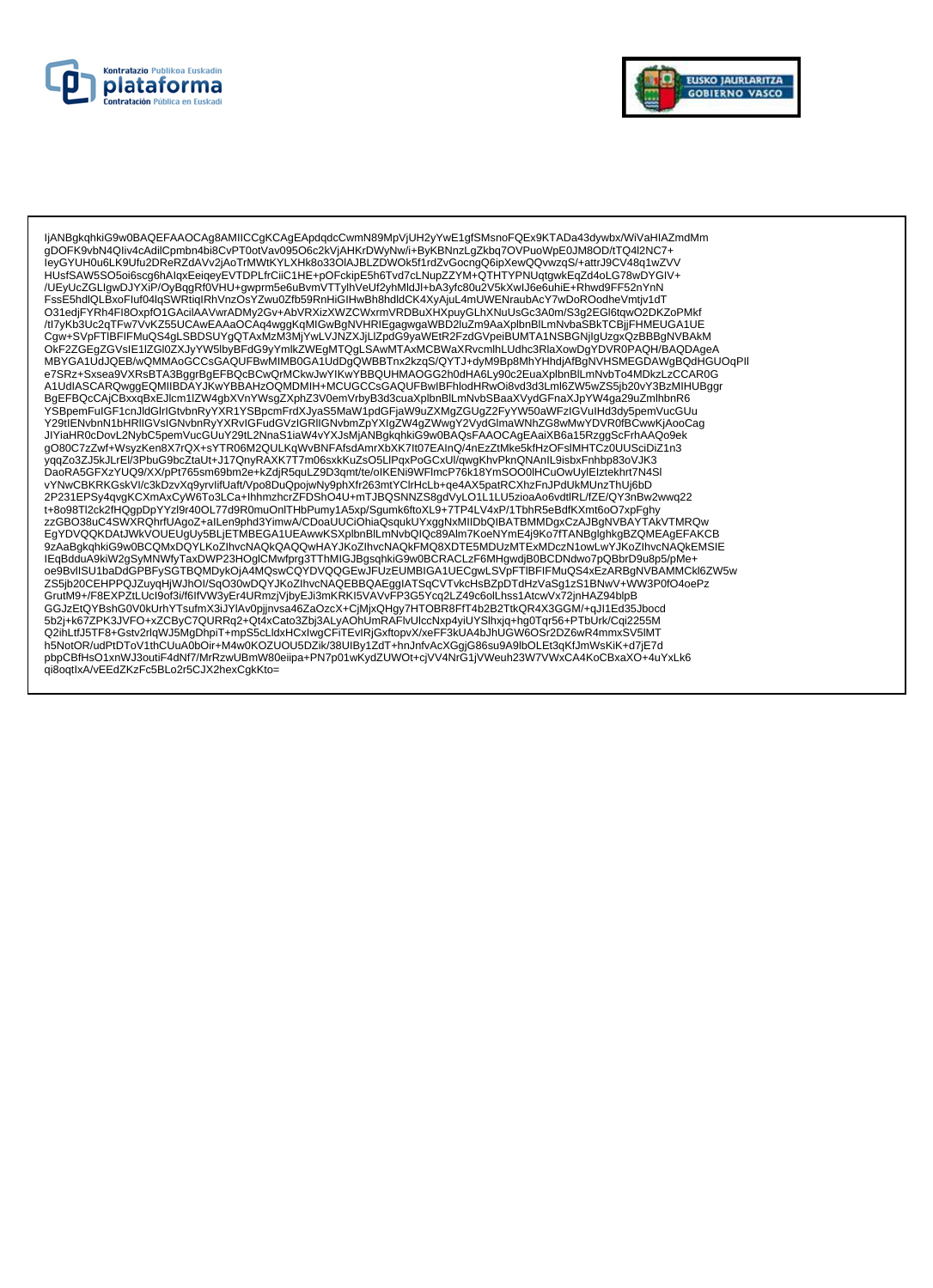IjANBgkqhkiG9w0BAQEFAAOCAg8AMIICCgKCAgEApdqdcCwmN89MpVjUH2yYwE1gfSMsnoFQEx9KTADa43dywbx/WiVaHIAZmdMm
gDOFK9vbN4QIiv4cAdilCpmbn4bi8CvPT0otVav095O6c2kVjAHKrDWyNw/i+ByKBNnzLgZkbq7OVPuoWpE0JM8OD/tTQ4l2NC7+
IeyGYUH0u6LK9Ufu2DReRZdAVv2jAoTrMWtKYLXHk8o33OlAJBLZDWOk5f1rdZvGocngQ6ipXewQQvwzqS/+attrJ9CV48q1wZVV
HUsfSAW5SO5oi6scg6hAIqxEeiqeyEVTDPLfrCiiC1HE+pOFckipE5h6Tvd7cLNupZZYM+QTHTYPNUqtgwkEqZd4oLG78wDYGIV+
/UEyUcZGLIgwDJYXiP/OyBqgRf0VHU+gwprm5e6uBvmVTTylhVeUf2yhMldJI+bA3yfc80u2V5kXwlJ6e6uhiE+Rhwd9FF52nYnN
FssE5hdlQLBxoFIuf04lqSWRtiqIRhVnzOsYZwu0Zfb59RnHiGIHwBh8hdldCK4XyAjuL4mUWENraubAcY7wDoROodheVmtjv1dT
O31edjFYRh4FI8OxpfO1GAciIAAVwrADMy2Gv+AbVRXizXWZCWxrmVRDBuXHXpuyGLhXNuUsGc3A0m/S3g2EGl6tqwO2DKZoPMkf
/tI7yKb3Uc2qTFw7VvKZ55UCAwEAAaOCAq4wggKqMIGwBgNVHRIEgagwgaWBD2luZm9AaXplbnBlLmNvbaSBkTCBjjFHMEUGA1UE
Cgw+SVpFTlBFIFMuQS4gLSBDSUYgQTAxMzM3MjYwLVJNZXJjLlZpdG9yaWEtR2FzdGVpeiBUMTA1NSBGNjIgUzgxQzBBBgNVBAkM
OkF2ZGEgZGVsIE1lZGl0ZXJyYW5lbyBFdG9yYmlkZWEgMTQgLSAwMTAxMCBWaXRvcmlhLUdhc3RlaXowDgYDVR0PAQH/BAQDAgeA
MBYGA1UdJQEB/wQMMAoGCCsGAQUFBwMIMB0GA1UdDgQWBBTnx2kzqS/QYTJ+dyM9Bp8MhYHhdjAfBgNVHSMEGDAWgBQdHGUOqPIl
e7SRz+Sxsea9VXRsBTA3BggrBgEFBQcBCwQrMCkwJwYIKwYBBQUHMAOGG2h0dHA6Ly90c2EuaXplbnBlLmNvbTo4MDkzLzCCAR0G
A1UdIASCARQwggEQMIIBDAYJKwYBBAHzOQMDMIH+MCUGCCsGAQUFBwIBFhlodHRwOi8vd3d3Lml6ZW5wZS5jb20vY3BzMIHUBggr
BgEFBQcCAjCBxxqBxEJlcm1lZW4gbXVnYWsgZXphZ3V0emVrbyB3d3cuaXplbnBlLmNvbSBaaXVydGFnaXJpYW4ga29uZmlhbnR6
YSBpemFuIGF1cnJldGlrIGtvbnRyYXR1YSBpcmFrdXJyaS5MaW1pdGFjaW9uZXMgZGUgZ2FyYW50aWFzIGVuIHd3dy5pemVucGUu
Y29tIENvbnN1bHRlIGVsIGNvbnRyYXRvIGFudGVzIGRlIGNvbmZpYXIgZW4gZWwgY2VydGlmaWNhZG8wMwYDVR0fBCwwKjAooCag
JIYiaHR0cDovL2NybC5pemVucGUuY29tL2NnaS1iaW4vYXJsMjANBgkqhkiG9w0BAQsFAAOCAgEAaiXB6a15RzggScFrhAAQo9ek
gO80C7zZwf+WsyzKen8X7rQX+sYTR06M2QULKqWvBNFAfsdAmrXbXK7It07EAInQ/4nEzZtMke5kfHzOFslMHTCz0UUSciDiZ1n3
yqqZo3ZJ5kJLrEl/3PbuG9bcZtaUt+J17QnyRAXK7T7m06sxkKuZsO5LlPqxPoGCxUl/qwgKhvPknQNAnIL9isbxFnhbp83oVJK3
DaoRA5GFXzYUQ9/XX/pPt765sm69bm2e+kZdjR5quLZ9D3qmt/te/oIKENi9WFlmcP76k18YmSOO0lHCuOwUylElztekhrt7N4Sl
vYNwCBKRKGskVl/c3kDzvXq9yrvIifUaft/Vpo8DuQpojwNy9phXfr263mtYClrHcLb+qe4AX5patRCXhzFnJPdUkMUnzThUj6bD
2P231EPSy4qvgKCXmAxCyW6To3LCa+lhhmzhcrZFDShO4U+mTJBQSNNZS8gdVyLO1L1LU5zioaAo6vdtlRL/fZE/QY3nBw2wwq22
t+8o98Tl2ck2fHQgpDpYYzl9r40OL77d9R0muOnlTHbPumy1A5xp/Sgumk6ftoXL9+7TP4LV4xP/1TbhR5eBdfKXmt6oO7xpFghy
zzGBO38uC4SWXRQhrfUAgoZ+aILen9phd3YimwA/CDoaUUCiOhiaQsqukUYxggNxMIIDbQIBATBMMDgxCzAJBgNVBAYTAkVTMRQw
EgYDVQQKDAtJWkVOUEUgUy5BLjETMBEGA1UEAwwKSXplbnBlLmNvbQIQc89Alm7KoeNYmE4j9Ko7fTANBglghkgBZQMEAgEFAKCB
9zAaBgkqhkiG9w0BCQMxDQYLKoZIhvcNAQkQAQQwHAYJKoZIhvcNAQkFMQ8XDTE5MDUzMTExMDczN1owLwYJKoZIhvcNAQkEMSIE
IEqBdduA9kiW2gSyMNWfyTaxDWP23HOglCMwfprg3TThMIGJBgsqhkiG9w0BCRACLzF6MHgwdjB0BCDNdwo7pQBbrD9u8p5/pMe+
oe9BvlISU1baDdGPBFySGTBQMDykOjA4MQswCQYDVQQGEwJFUzEUMBIGA1UECgwLSVpFTlBFIFMuQS4xEzARBgNVBAMMCkl6ZW5w
ZS5jb20CEHPPQJZuyqHjWJhOI/SqO30wDQYJKoZIhvcNAQEBBQAEggIATSqCVTvkcHsBZpDTdHzVaSg1zS1BNwV+WW3P0fO4oePz
GrutM9+/F8EXPZtLUcl9of3i/f6IfVW3yEr4URmzjVjbyEJi3mKRKI5VAVvFP3G5Ycq2LZ49c6olLhss1AtcwVx72jnHAZ94blpB
GGJzEtQYBshG0V0kUrhYTsufmX3iJYlAv0pjjnvsa46ZaOzcX+CjMjxQHgy7HTOBR8FfT4b2B2TtkQR4X3GGM/+qJl1Ed35Jbocd
5b2j+k67ZPK3JVFO+xZCByC7QURRq2+Qt4xCato3Zbj3ALyAOhUmRAFlvUlccNxp4yiUYSlhxjq+hg0Tqr56+PTbUrk/Cqi2255M
Q2ihLtfJ5TF8+Gstv2rlqWJ5MgDhpiT+mpS5cLldxHCxIwgCFiTEvlRjGxftopvX/xeFF3kUA4bJhUGW6OSr2DZ6wR4mmxSV5lMT
h5NotOR/udPtDToV1thCUuA0bOir+M4w0KOZUOU5DZik/38UIBy1ZdT+hnJnfvAcXGgjG86su9A9lbOLEt3qKfJmWsKiK+d7jE7d
pbpCBfHsO1xnWJ3outiF4dNf7/MrRzwUBmW80eiipa+PN7p01wKydZUWOt+cjVV4NrG1jVWeuh23W7VWxCA4KoCBxaXO+4uYxLk6
qi8oqtIxA/vEEdZKzFc5BLo2r5CJX2hexCgkKto=